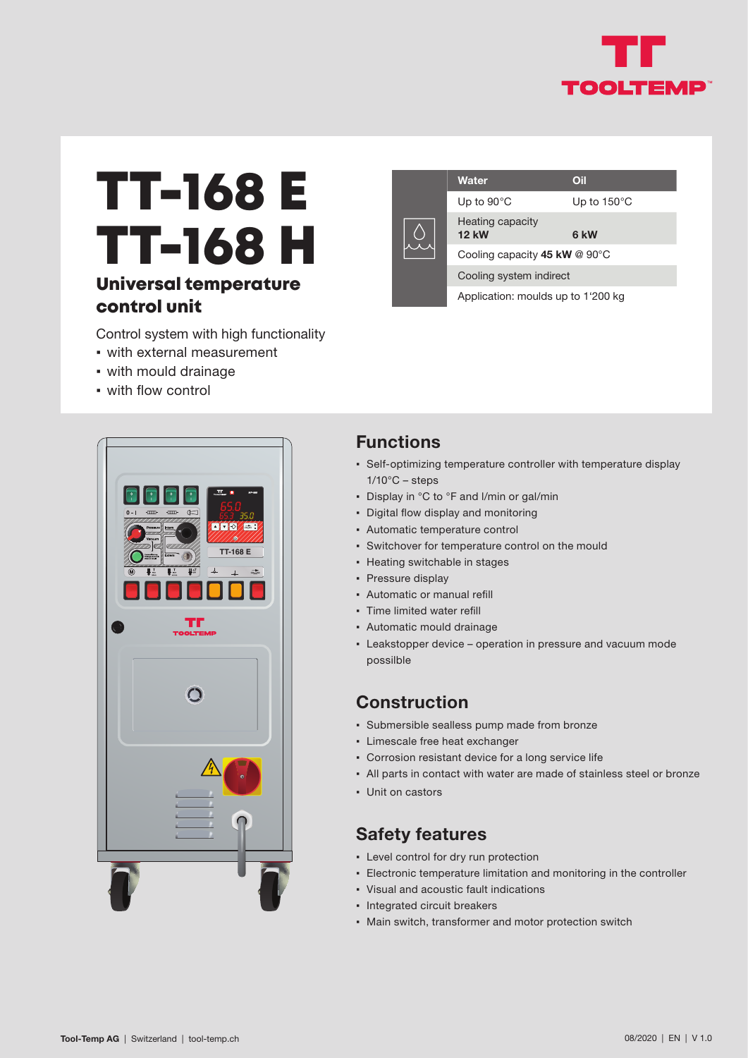# TT-168 E
# TT-168 H

## Universal temperature control unit

Control system with high functionality
- with external measurement
- with mould drainage
- with flow control

| Water | Oil |
|---|---|
| Up to 90°C | Up to 150°C |
| Heating capacity **12 kW** | **6 kW** |
| Cooling capacity **45 kW** @ 90°C | |
| Cooling system indirect | |
| Application: moulds up to 1'200 kg | |

## Functions

- Self-optimizing temperature controller with temperature display 1/10°C – steps
- Display in °C to °F and l/min or gal/min
- Digital flow display and monitoring
- Automatic temperature control
- Switchover for temperature control on the mould
- Heating switchable in stages
- Pressure display
- Automatic or manual refill
- Time limited water refill
- Automatic mould drainage
- Leakstopper device – operation in pressure and vacuum mode possible

## Construction

- Submersible sealless pump made from bronze
- Limescale free heat exchanger
- Corrosion resistant device for a long service life
- All parts in contact with water are made of stainless steel or bronze
- Unit on castors

## Safety features

- Level control for dry run protection
- Electronic temperature limitation and monitoring in the controller
- Visual and acoustic fault indications
- Integrated circuit breakers
- Main switch, transformer and motor protection switch

**Tool-Temp AG** | Switzerland | tool-temp.ch

08/2020 | EN | V 1.0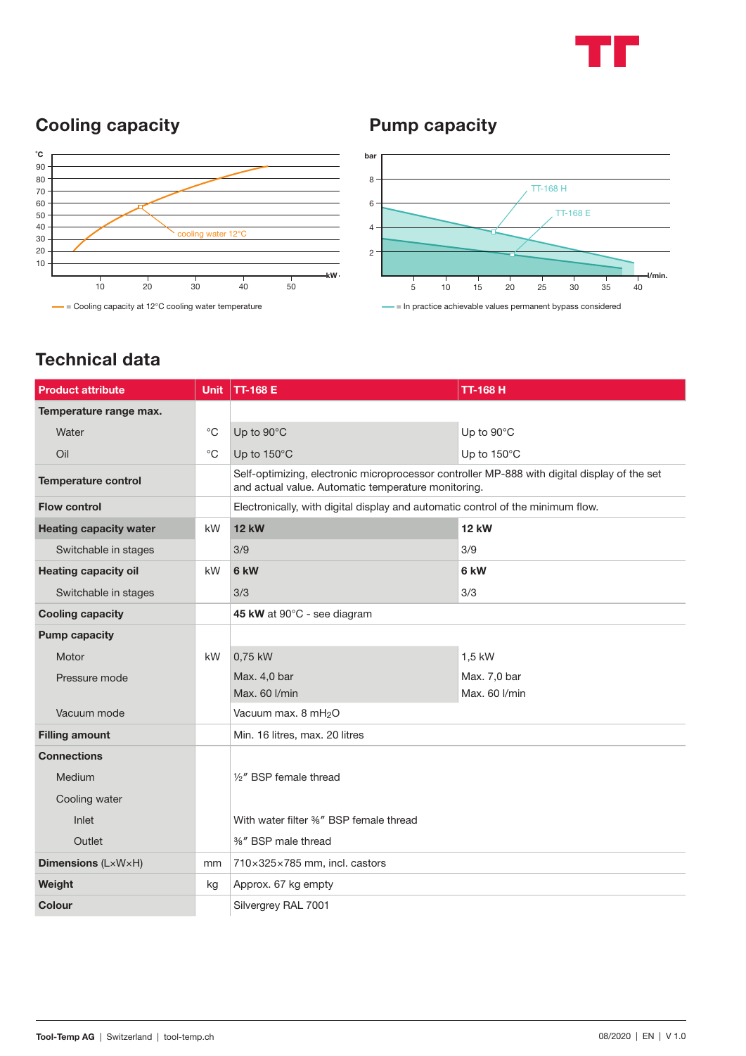## Cooling capacity

°C
90
80
70
60
50
40
30
20
10
10 20 30 40 50 kW
cooling water 12°C

— = Cooling capacity at 12°C cooling water temperature

## Pump capacity

bar
8
6
4
2
5 10 15 20 25 30 35 40 l/min.
TT-168 H
TT-168 E

— = In practice achievable values permanent bypass considered

## Technical data

| Product attribute | Unit | TT-168 E | TT-168 H |
|---|---|---|---|
| **Temperature range max.** | | | |
| Water | °C | Up to 90°C | Up to 90°C |
| Oil | °C | Up to 150°C | Up to 150°C |
| **Temperature control** | | Self-optimizing, electronic microprocessor controller MP-888 with digital display of the set and actual value. Automatic temperature monitoring. | |
| **Flow control** | | Electronically, with digital display and automatic control of the minimum flow. | |
| **Heating capacity water** | kW | **12 kW** | **12 kW** |
| Switchable in stages | | 3/9 | 3/9 |
| **Heating capacity oil** | kW | **6 kW** | **6 kW** |
| Switchable in stages | | 3/3 | 3/3 |
| **Cooling capacity** | | **45 kW** at 90°C - see diagram | |
| **Pump capacity** | | | |
| Motor | kW | 0,75 kW | 1,5 kW |
| Pressure mode | | Max. 4,0 bar<br>Max. 60 l/min | Max. 7,0 bar<br>Max. 60 l/min |
| Vacuum mode | | Vacuum max. 8 $mH_2O$ | |
| **Filling amount** | | Min. 16 litres, max. 20 litres | |
| **Connections** | | | |
| Medium | | ½″ BSP female thread | |
| Cooling water | | | |
| Inlet | | With water filter ⅜″ BSP female thread | |
| Outlet | | ⅜″ BSP male thread | |
| **Dimensions** (L×W×H) | mm | 710×325×785 mm, incl. castors | |
| **Weight** | kg | Approx. 67 kg empty | |
| **Colour** | | Silvergrey RAL 7001 | |